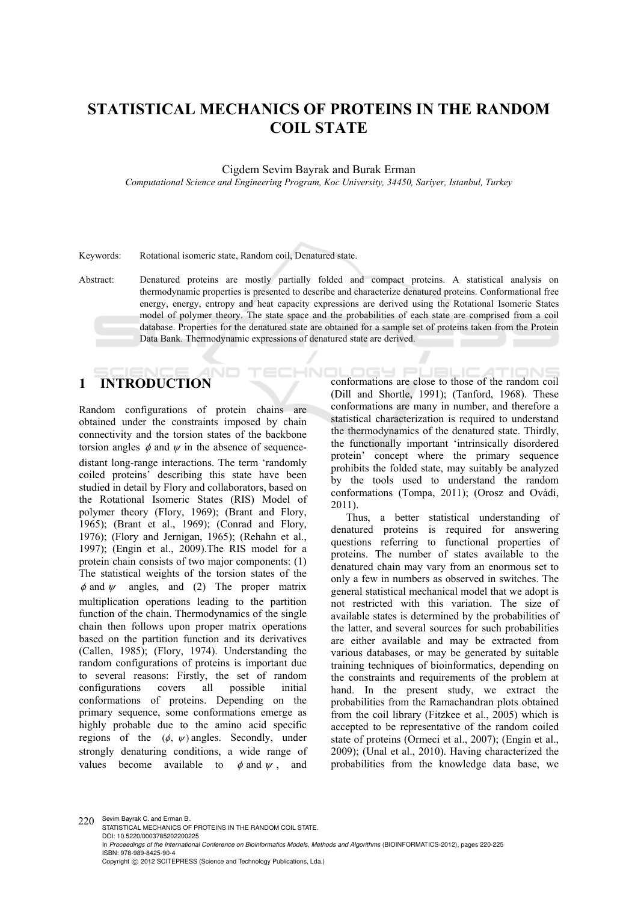# STATISTICAL MECHANICS OF PROTEINS IN THE RANDOM COIL STATE

Cigdem Sevim Bayrak and Burak Erman

*Computational Science and Engineering Program, Koc University, 34450, Sariyer, Istanbul, Turkey*

Keywords: Rotational isomeric state, Random coil, Denatured state.

Abstract: Denatured proteins are mostly partially folded and compact proteins. A statistical analysis on thermodynamic properties is presented to describe and characterize denatured proteins. Conformational free energy, energy, entropy and heat capacity expressions are derived using the Rotational Isomeric States model of polymer theory. The state space and the probabilities of each state are comprised from a coil database. Properties for the denatured state are obtained for a sample set of proteins taken from the Protein Data Bank. Thermodynamic expressions of denatured state are derived.

## 1 INTRODUCTION

Random configurations of protein chains are obtained under the constraints imposed by chain connectivity and the torsion states of the backbone torsion angles $\phi$ and $\psi$ in the absence of sequence-distant long-range interactions. The term 'randomly coiled proteins' describing this state have been studied in detail by Flory and collaborators, based on the Rotational Isomeric States (RIS) Model of polymer theory (Flory, 1969); (Brant and Flory, 1965); (Brant et al., 1969); (Conrad and Flory, 1976); (Flory and Jernigan, 1965); (Rehahn et al., 1997); (Engin et al., 2009).The RIS model for a protein chain consists of two major components: (1) The statistical weights of the torsion states of the $\phi$ and $\psi$ angles, and (2) The proper matrix multiplication operations leading to the partition function of the chain. Thermodynamics of the single chain then follows upon proper matrix operations based on the partition function and its derivatives (Callen, 1985); (Flory, 1974). Understanding the random configurations of proteins is important due to several reasons: Firstly, the set of random configurations covers all possible initial conformations of proteins. Depending on the primary sequence, some conformations emerge as highly probable due to the amino acid specific regions of the $(\phi, \psi)$ angles. Secondly, under strongly denaturing conditions, a wide range of values become available to $\phi$ and $\psi$, and conformations are close to those of the random coil (Dill and Shortle, 1991); (Tanford, 1968). These conformations are many in number, and therefore a statistical characterization is required to understand the thermodynamics of the denatured state. Thirdly, the functionally important 'intrinsically disordered protein' concept where the primary sequence prohibits the folded state, may suitably be analyzed by the tools used to understand the random conformations (Tompa, 2011); (Orosz and Ovádi, 2011).

Thus, a better statistical understanding of denatured proteins is required for answering questions referring to functional properties of proteins. The number of states available to the denatured chain may vary from an enormous set to only a few in numbers as observed in switches. The general statistical mechanical model that we adopt is not restricted with this variation. The size of available states is determined by the probabilities of the latter, and several sources for such probabilities are either available and may be extracted from various databases, or may be generated by suitable training techniques of bioinformatics, depending on the constraints and requirements of the problem at hand. In the present study, we extract the probabilities from the Ramachandran plots obtained from the coil library (Fitzkee et al., 2005) which is accepted to be representative of the random coiled state of proteins (Ormeci et al., 2007); (Engin et al., 2009); (Unal et al., 2010). Having characterized the probabilities from the knowledge data base, we

Sevim Bayrak C. and Erman B..
STATISTICAL MECHANICS OF PROTEINS IN THE RANDOM COIL STATE.
DOI: 10.5220/0003785202200225
In *Proceedings of the International Conference on Bioinformatics Models, Methods and Algorithms* (BIOINFORMATICS-2012), pages 220-225
ISBN: 978-989-8425-90-4
Copyright © 2012 SCITEPRESS (Science and Technology Publications, Lda.)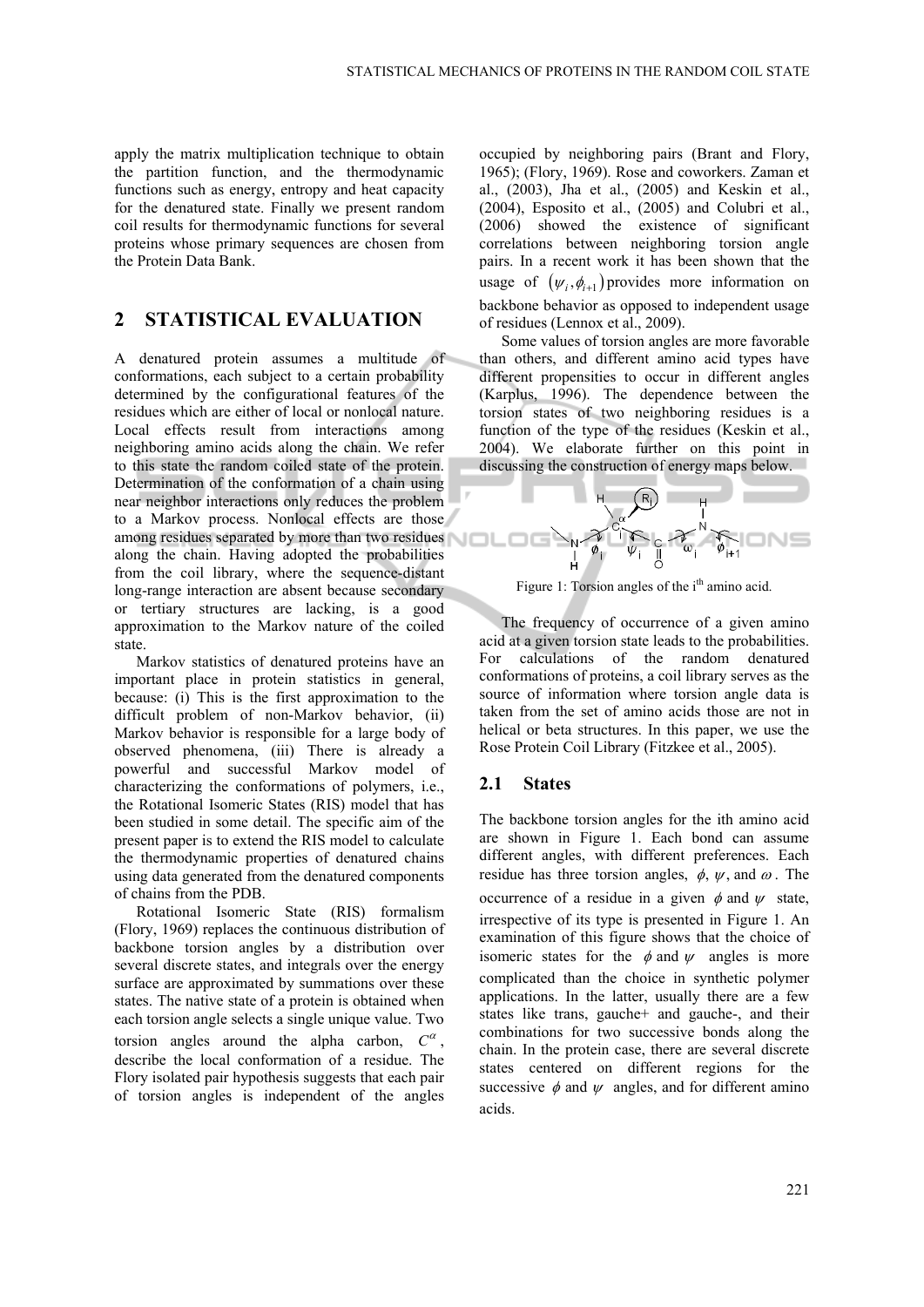apply the matrix multiplication technique to obtain the partition function, and the thermodynamic functions such as energy, entropy and heat capacity for the denatured state. Finally we present random coil results for thermodynamic functions for several proteins whose primary sequences are chosen from the Protein Data Bank.

## 2 STATISTICAL EVALUATION

A denatured protein assumes a multitude of conformations, each subject to a certain probability determined by the configurational features of the residues which are either of local or nonlocal nature. Local effects result from interactions among neighboring amino acids along the chain. We refer to this state the random coiled state of the protein. Determination of the conformation of a chain using near neighbor interactions only reduces the problem to a Markov process. Nonlocal effects are those among residues separated by more than two residues along the chain. Having adopted the probabilities from the coil library, where the sequence-distant long-range interaction are absent because secondary or tertiary structures are lacking, is a good approximation to the Markov nature of the coiled state.

Markov statistics of denatured proteins have an important place in protein statistics in general, because: (i) This is the first approximation to the difficult problem of non-Markov behavior, (ii) Markov behavior is responsible for a large body of observed phenomena, (iii) There is already a powerful and successful Markov model of characterizing the conformations of polymers, i.e., the Rotational Isomeric States (RIS) model that has been studied in some detail. The specific aim of the present paper is to extend the RIS model to calculate the thermodynamic properties of denatured chains using data generated from the denatured components of chains from the PDB.

Rotational Isomeric State (RIS) formalism (Flory, 1969) replaces the continuous distribution of backbone torsion angles by a distribution over several discrete states, and integrals over the energy surface are approximated by summations over these states. The native state of a protein is obtained when each torsion angle selects a single unique value. Two torsion angles around the alpha carbon, $C^{\alpha}$, describe the local conformation of a residue. The Flory isolated pair hypothesis suggests that each pair of torsion angles is independent of the angles occupied by neighboring pairs (Brant and Flory, 1965); (Flory, 1969). Rose and coworkers. Zaman et al., (2003), Jha et al., (2005) and Keskin et al., (2004), Esposito et al., (2005) and Colubri et al., (2006) showed the existence of significant correlations between neighboring torsion angle pairs. In a recent work it has been shown that the usage of $(\psi_i, \phi_{i+1})$ provides more information on backbone behavior as opposed to independent usage of residues (Lennox et al., 2009).

Some values of torsion angles are more favorable than others, and different amino acid types have different propensities to occur in different angles (Karplus, 1996). The dependence between the torsion states of two neighboring residues is a function of the type of the residues (Keskin et al., 2004). We elaborate further on this point in discussing the construction of energy maps below.

Figure 1: Torsion angles of the i[th] amino acid.

The frequency of occurrence of a given amino acid at a given torsion state leads to the probabilities. For calculations of the random denatured conformations of proteins, a coil library serves as the source of information where torsion angle data is taken from the set of amino acids those are not in helical or beta structures. In this paper, we use the Rose Protein Coil Library (Fitzkee et al., 2005).

### 2.1 States

The backbone torsion angles for the ith amino acid are shown in Figure 1. Each bond can assume different angles, with different preferences. Each residue has three torsion angles, $\phi$, $\psi$, and $\omega$. The occurrence of a residue in a given $\phi$ and $\psi$ state, irrespective of its type is presented in Figure 1. An examination of this figure shows that the choice of isomeric states for the $\phi$ and $\psi$ angles is more complicated than the choice in synthetic polymer applications. In the latter, usually there are a few states like trans, gauche+ and gauche-, and their combinations for two successive bonds along the chain. In the protein case, there are several discrete states centered on different regions for the successive $\phi$ and $\psi$ angles, and for different amino acids.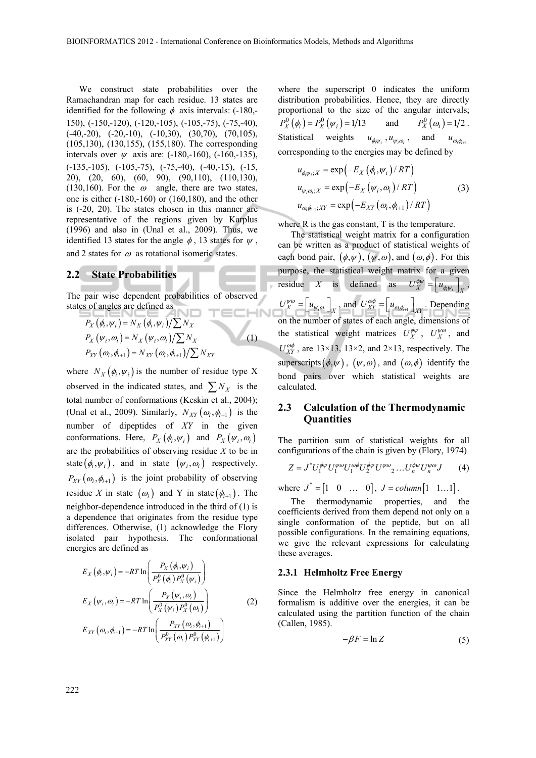We construct state probabilities over the Ramachandran map for each residue. 13 states are identified for the following $\phi$ axis intervals: (-180,-150), (-150,-120), (-120,-105), (-105,-75), (-75,-40), (-40,-20), (-20,-10), (-10,30), (30,70), (70,105), (105,130), (130,155), (155,180). The corresponding intervals over $\psi$ axis are: (-180,-160), (-160,-135), (-135,-105), (-105,-75), (-75,-40), (-40,-15), (-15, 20), (20, 60), (60, 90), (90,110), (110,130), (130,160). For the $\omega$ angle, there are two states, one is either (-180,-160) or (160,180), and the other is (-20, 20). The states chosen in this manner are representative of the regions given by Karplus (1996) and also in (Unal et al., 2009). Thus, we identified 13 states for the angle $\phi$, 13 states for $\psi$, and 2 states for $\omega$ as rotational isomeric states.

## 2.2 State Probabilities

The pair wise dependent probabilities of observed states of angles are defined as

$$
\begin{aligned}
P_X(\phi_i,\psi_i) &= N_X(\phi_i,\psi_i) \Big/ \sum N_X \\
P_X(\psi_i,\omega_i) &= N_X(\psi_i,\omega_i) \Big/ \sum N_X \\
P_{XY}(\omega_i,\phi_{i+1}) &= N_{XY}(\omega_i,\phi_{i+1}) \Big/ \sum N_{XY}
\end{aligned}
\tag{1}
$$

where $N_X(\phi_i,\psi_i)$ is the number of residue type X observed in the indicated states, and $\sum N_X$ is the total number of conformations (Keskin et al., 2004); (Unal et al., 2009). Similarly, $N_{XY}(\omega_i,\phi_{i+1})$ is the number of dipeptides of $XY$ in the given conformations. Here, $P_X(\phi_i,\psi_i)$ and $P_X(\psi_i,\omega_i)$ are the probabilities of observing residue $X$ to be in state $(\phi_i,\psi_i)$, and in state $(\psi_i,\omega_i)$ respectively. $P_{XY}(\omega_i,\phi_{i+1})$ is the joint probability of observing residue $X$ in state $(\omega_i)$ and Y in state $(\phi_{i+1})$. The neighbor-dependence introduced in the third of (1) is a dependence that originates from the residue type differences. Otherwise, (1) acknowledge the Flory isolated pair hypothesis. The conformational energies are defined as

$$
\begin{aligned}
E_X(\phi_i,\psi_i) &= -RT\ln\left(\frac{P_X(\phi_i,\psi_i)}{P_X^0(\phi_i)P_X^0(\psi_i)}\right) \\
E_X(\psi_i,\omega_i) &= -RT\ln\left(\frac{P_X(\psi_i,\omega_i)}{P_X^0(\psi_i)P_X^0(\omega_i)}\right) \\
E_{XY}(\omega_i,\phi_{i+1}) &= -RT\ln\left(\frac{P_{XY}(\omega_i,\phi_{i+1})}{P_{XY}^0(\omega_i)P_{XY}^0(\phi_{i+1})}\right)
\end{aligned}
\tag{2}
$$

where the superscript 0 indicates the uniform distribution probabilities. Hence, they are directly proportional to the size of the angular intervals; $P_X^0(\phi_i) = P_X^0(\psi_i) = 1/13$ and $P_X^0(\omega_i) = 1/2$. Statistical weights $u_{\phi_i\psi_i}, u_{\psi_i\omega_i}$, and $u_{\omega_i\phi_{i+1}}$ corresponding to the energies may be defined by

$$
\begin{aligned}
u_{\phi_i\psi_i;X} &= \exp\left(-E_X(\phi_i,\psi_i)/RT\right) \\
u_{\psi_i\omega_i;X} &= \exp\left(-E_X(\psi_i,\omega_i)/RT\right) \\
u_{\omega_i\phi_{i+1};XY} &= \exp\left(-E_{XY}(\omega_i,\phi_{i+1})/RT\right)
\end{aligned}
\tag{3}
$$

where R is the gas constant, T is the temperature.

The statistical weight matrix for a configuration can be written as a product of statistical weights of each bond pair, $(\phi,\psi)$, $(\psi,\omega)$, and $(\omega,\phi)$. For this purpose, the statistical weight matrix for a given residue $X$ is defined as $U_X^{\phi\psi} = \left[u_{\phi_i\psi_i}\right]_X$, $U_X^{\psi\omega} = \left[u_{\psi_i\omega_i}\right]_X$, and $U_{XY}^{\omega\phi} = \left[u_{\omega_i\phi_{i+1}}\right]_{XY}$. Depending on the number of states of each angle, dimensions of the statistical weight matrices $U_X^{\phi\psi}$, $U_X^{\psi\omega}$, and $U_{XY}^{\omega\phi}$, are 13×13, 13×2, and 2×13, respectively. The superscripts $(\phi,\psi)$, $(\psi,\omega)$, and $(\omega,\phi)$ identify the bond pairs over which statistical weights are calculated.

## 2.3 Calculation of the Thermodynamic Quantities

The partition sum of statistical weights for all configurations of the chain is given by (Flory, 1974)

$$
Z = J^* U_1^{\phi\psi} U_1^{\psi\omega} U_1^{\omega\phi} U_2^{\phi\psi} U^{\psi\omega}{}_2 \ldots U_n^{\phi\psi} U_n^{\psi\omega} J \tag{4}
$$

where $J^* = \begin{bmatrix}1 & 0 & \ldots & 0\end{bmatrix}$, $J = column\begin{bmatrix}1 & 1\ldots 1\end{bmatrix}$.

The thermodynamic properties, and the coefficients derived from them depend not only on a single conformation of the peptide, but on all possible configurations. In the remaining equations, we give the relevant expressions for calculating these averages.

### 2.3.1 Helmholtz Free Energy

Since the Helmholtz free energy in canonical formalism is additive over the energies, it can be calculated using the partition function of the chain (Callen, 1985).

$$
-\beta F = \ln Z \tag{5}
$$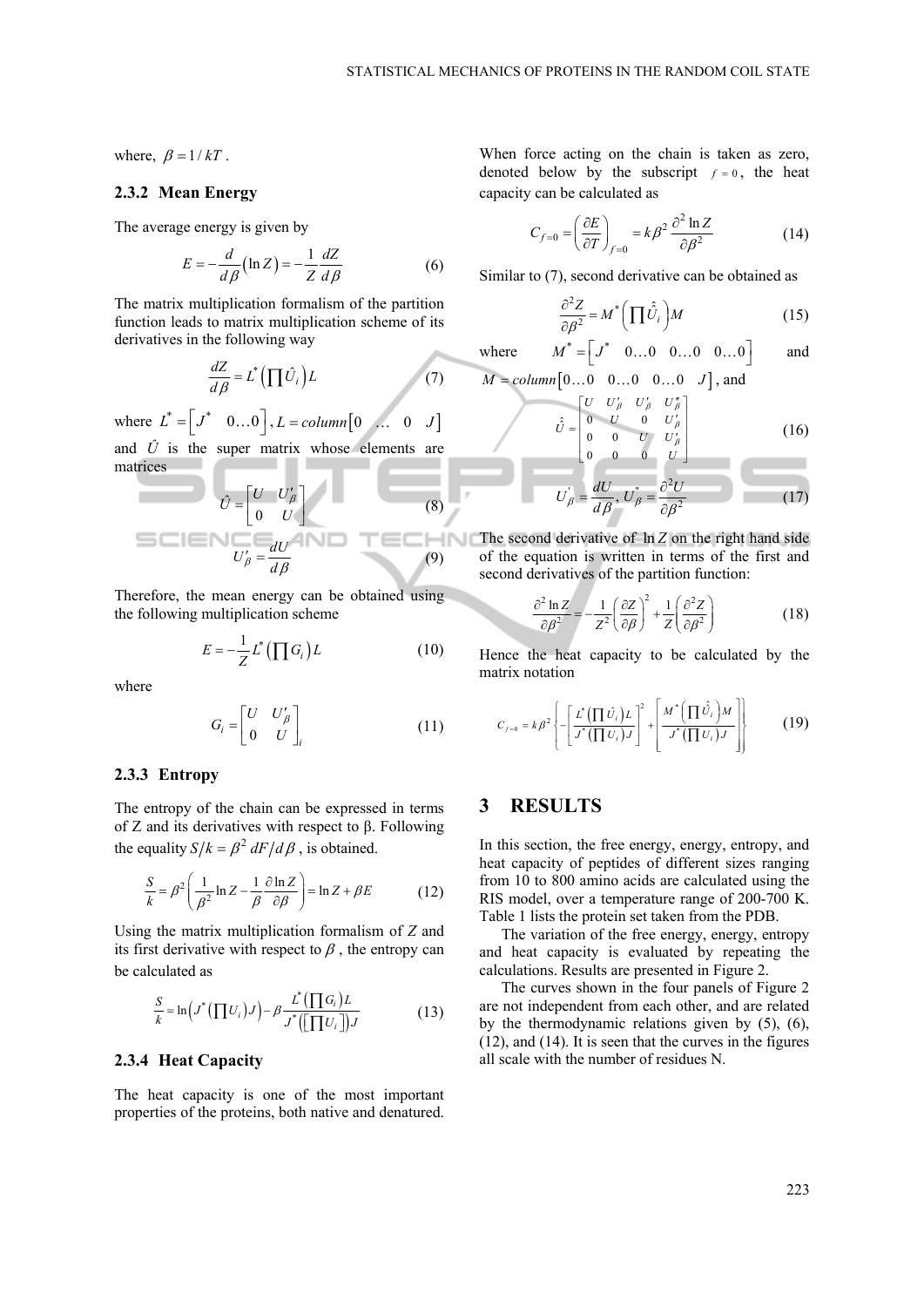where, $\beta = 1/kT$.

### 2.3.2 Mean Energy

The average energy is given by

$$E = -\frac{d}{d\beta}(\ln Z) = -\frac{1}{Z}\frac{dZ}{d\beta} \tag{6}$$

The matrix multiplication formalism of the partition function leads to matrix multiplication scheme of its derivatives in the following way

$$\frac{dZ}{d\beta} = L^*\left(\prod \hat{U}_i\right)L \tag{7}$$

where $L^* = \left[J^* \quad 0\ldots0\right]$, $L = column\left[0 \quad \ldots \quad 0 \quad J\right]$ and $\hat{U}$ is the super matrix whose elements are matrices

$$\hat{U} = \begin{bmatrix} U & U'_\beta \\ 0 & U \end{bmatrix} \tag{8}$$

$$U'_\beta = \frac{dU}{d\beta} \tag{9}$$

Therefore, the mean energy can be obtained using the following multiplication scheme

$$E = -\frac{1}{Z}L^*\left(\prod G_i\right)L \tag{10}$$

where

$$G_i = \begin{bmatrix} U & U'_\beta \\ 0 & U \end{bmatrix}_i \tag{11}$$

### 2.3.3 Entropy

The entropy of the chain can be expressed in terms of Z and its derivatives with respect to β. Following the equality $S/k = \beta^2\, dF/d\beta$, is obtained.

$$\frac{S}{k} = \beta^2\left(\frac{1}{\beta^2}\ln Z - \frac{1}{\beta}\frac{\partial \ln Z}{\partial \beta}\right) = \ln Z + \beta E \tag{12}$$

Using the matrix multiplication formalism of *Z* and its first derivative with respect to $\beta$, the entropy can be calculated as

$$\frac{S}{k} = \ln\left(J^*\left(\prod U_i\right)J\right) - \beta\frac{L^*\left(\prod G_i\right)L}{J^*\left(\left[\prod U_i\right]\right)J} \tag{13}$$

### 2.3.4 Heat Capacity

The heat capacity is one of the most important properties of the proteins, both native and denatured. When force acting on the chain is taken as zero, denoted below by the subscript $f=0$, the heat capacity can be calculated as

$$C_{f=0} = \left(\frac{\partial E}{\partial T}\right)_{f=0} = k\beta^2\frac{\partial^2 \ln Z}{\partial \beta^2} \tag{14}$$

Similar to (7), second derivative can be obtained as

$$\frac{\partial^2 Z}{\partial \beta^2} = M^*\left(\prod \hat{\hat{U}}_i\right)M \tag{15}$$

where $M^* = \left[J^* \quad 0\ldots0 \quad 0\ldots0 \quad 0\ldots0\right]$ and $M = column\left[0\ldots0 \quad 0\ldots0 \quad 0\ldots0 \quad J\right]$, and

$$\hat{\hat{U}} = \begin{bmatrix} U & U'_\beta & U'_\beta & U''_\beta \\ 0 & U & 0 & U'_\beta \\ 0 & 0 & U & U'_\beta \\ 0 & 0 & 0 & U \end{bmatrix} \tag{16}$$

$$U'_\beta = \frac{dU}{d\beta},\; U''_\beta = \frac{\partial^2 U}{\partial \beta^2} \tag{17}$$

The second derivative of $\ln Z$ on the right hand side of the equation is written in terms of the first and second derivatives of the partition function:

$$\frac{\partial^2 \ln Z}{\partial \beta^2} = -\frac{1}{Z^2}\left(\frac{\partial Z}{\partial \beta}\right)^2 + \frac{1}{Z}\left(\frac{\partial^2 Z}{\partial \beta^2}\right) \tag{18}$$

Hence the heat capacity to be calculated by the matrix notation

$$C_{f=0} = k\beta^2\left\{-\left[\frac{L^*\left(\prod \hat{U}_i\right)L}{J^*\left(\prod U_i\right)J}\right]^2 + \left[\frac{M^*\left(\prod \hat{\hat{U}}_i\right)M}{J^*\left(\prod U_i\right)J}\right]\right\} \tag{19}$$

## 3 RESULTS

In this section, the free energy, energy, entropy, and heat capacity of peptides of different sizes ranging from 10 to 800 amino acids are calculated using the RIS model, over a temperature range of 200-700 K. Table 1 lists the protein set taken from the PDB.

The variation of the free energy, energy, entropy and heat capacity is evaluated by repeating the calculations. Results are presented in Figure 2.

The curves shown in the four panels of Figure 2 are not independent from each other, and are related by the thermodynamic relations given by (5), (6), (12), and (14). It is seen that the curves in the figures all scale with the number of residues N.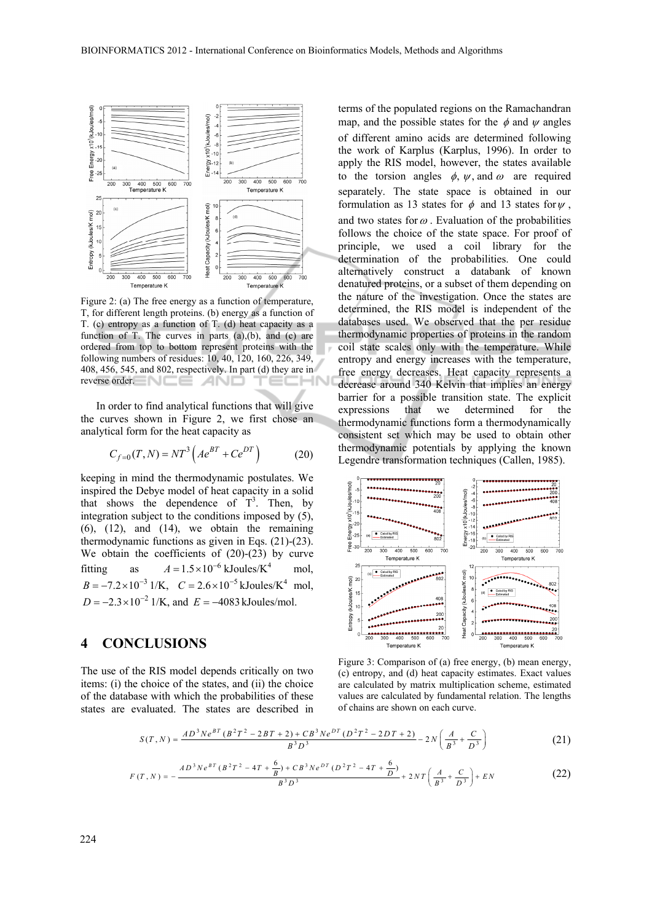Figure 2: (a) The free energy as a function of temperature, T, for different length proteins. (b) energy as a function of T. (c) entropy as a function of T. (d) heat capacity as a function of T. The curves in parts (a),(b), and (c) are ordered from top to bottom represent proteins with the following numbers of residues: 10, 40, 120, 160, 226, 349, 408, 456, 545, and 802, respectively. In part (d) they are in reverse order.

In order to find analytical functions that will give the curves shown in Figure 2, we first chose an analytical form for the heat capacity as

$$C_{f=0}(T,N) = NT^3\left(Ae^{BT} + Ce^{DT}\right) \tag{20}$$

keeping in mind the thermodynamic postulates. We inspired the Debye model of heat capacity in a solid that shows the dependence of $T^3$. Then, by integration subject to the conditions imposed by (5), (6), (12), and (14), we obtain the remaining thermodynamic functions as given in Eqs. (21)-(23). We obtain the coefficients of (20)-(23) by curve fitting as $A = 1.5\times10^{-6}$ kJoules/K$^4$ mol, $B = -7.2\times10^{-3}$ 1/K, $C = 2.6\times10^{-5}$ kJoules/K$^4$ mol, $D = -2.3\times10^{-2}$ 1/K, and $E = -4083$ kJoules/mol.

## 4 CONCLUSIONS

The use of the RIS model depends critically on two items: (i) the choice of the states, and (ii) the choice of the database with which the probabilities of these states are evaluated. The states are described in terms of the populated regions on the Ramachandran map, and the possible states for the $\phi$ and $\psi$ angles of different amino acids are determined following the work of Karplus (Karplus, 1996). In order to apply the RIS model, however, the states available to the torsion angles $\phi$, $\psi$, and $\omega$ are required separately. The state space is obtained in our formulation as 13 states for $\phi$ and 13 states for $\psi$, and two states for $\omega$. Evaluation of the probabilities follows the choice of the state space. For proof of principle, we used a coil library for the determination of the probabilities. One could alternatively construct a databank of known denatured proteins, or a subset of them depending on the nature of the investigation. Once the states are determined, the RIS model is independent of the databases used. We observed that the per residue thermodynamic properties of proteins in the random coil state scales only with the temperature. While entropy and energy increases with the temperature, free energy decreases. Heat capacity represents a decrease around 340 Kelvin that implies an energy barrier for a possible transition state. The explicit expressions that we determined for the thermodynamic functions form a thermodynamically consistent set which may be used to obtain other thermodynamic potentials by applying the known Legendre transformation techniques (Callen, 1985).

Figure 3: Comparison of (a) free energy, (b) mean energy, (c) entropy, and (d) heat capacity estimates. Exact values are calculated by matrix multiplication scheme, estimated values are calculated by fundamental relation. The lengths of chains are shown on each curve.

$$S(T,N) = \frac{AD^3Ne^{BT}(B^2T^2 - 2BT + 2) + CB^3Ne^{DT}(D^2T^2 - 2DT + 2)}{B^3D^3} - 2N\left(\frac{A}{B^3} + \frac{C}{D^3}\right) \tag{21}$$

$$F(T,N) = -\frac{AD^3Ne^{BT}(B^2T^2 - 4T + \frac{6}{B}) + CB^3Ne^{DT}(D^2T^2 - 4T + \frac{6}{D})}{B^3D^3} + 2NT\left(\frac{A}{B^3} + \frac{C}{D^3}\right) + EN \tag{22}$$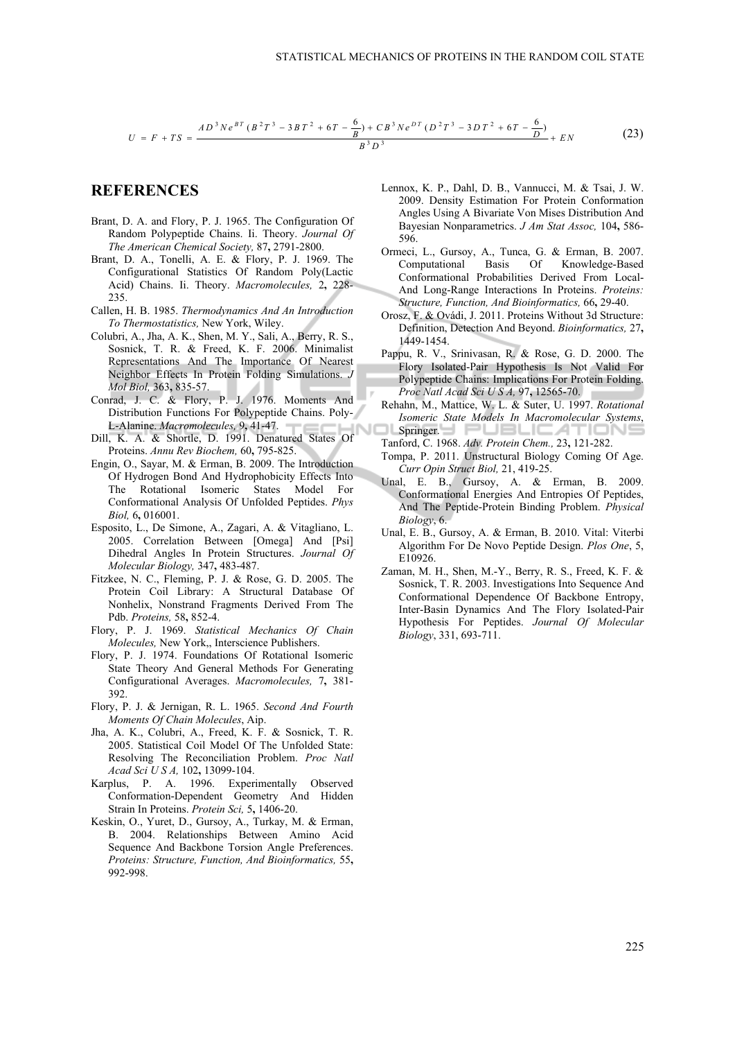$$U = F + TS = \frac{AD^3Ne^{BT}(B^2T^3 - 3BT^2 + 6T - \frac{6}{B}) + CB^3Ne^{DT}(D^2T^3 - 3DT^2 + 6T - \frac{6}{D})}{B^3D^3} + EN \tag{23}$$

## REFERENCES

Brant, D. A. and Flory, P. J. 1965. The Configuration Of Random Polypeptide Chains. Ii. Theory. *Journal Of The American Chemical Society,* 87**,** 2791-2800.

Brant, D. A., Tonelli, A. E. & Flory, P. J. 1969. The Configurational Statistics Of Random Poly(Lactic Acid) Chains. Ii. Theory. *Macromolecules,* 2**,** 228-235.

Callen, H. B. 1985. *Thermodynamics And An Introduction To Thermostatistics,* New York, Wiley.

Colubri, A., Jha, A. K., Shen, M. Y., Sali, A., Berry, R. S., Sosnick, T. R. & Freed, K. F. 2006. Minimalist Representations And The Importance Of Nearest Neighbor Effects In Protein Folding Simulations. *J Mol Biol,* 363**,** 835-57.

Conrad, J. C. & Flory, P. J. 1976. Moments And Distribution Functions For Polypeptide Chains. Poly-L-Alanine. *Macromolecules,* 9**,** 41-47.

Dill, K. A. & Shortle, D. 1991. Denatured States Of Proteins. *Annu Rev Biochem,* 60**,** 795-825.

Engin, O., Sayar, M. & Erman, B. 2009. The Introduction Of Hydrogen Bond And Hydrophobicity Effects Into The Rotational Isomeric States Model For Conformational Analysis Of Unfolded Peptides. *Phys Biol,* 6**,** 016001.

Esposito, L., De Simone, A., Zagari, A. & Vitagliano, L. 2005. Correlation Between [Omega] And [Psi] Dihedral Angles In Protein Structures. *Journal Of Molecular Biology,* 347**,** 483-487.

Fitzkee, N. C., Fleming, P. J. & Rose, G. D. 2005. The Protein Coil Library: A Structural Database Of Nonhelix, Nonstrand Fragments Derived From The Pdb. *Proteins,* 58**,** 852-4.

Flory, P. J. 1969. *Statistical Mechanics Of Chain Molecules,* New York,, Interscience Publishers.

Flory, P. J. 1974. Foundations Of Rotational Isomeric State Theory And General Methods For Generating Configurational Averages. *Macromolecules,* 7**,** 381-392.

Flory, P. J. & Jernigan, R. L. 1965. *Second And Fourth Moments Of Chain Molecules*, Aip.

Jha, A. K., Colubri, A., Freed, K. F. & Sosnick, T. R. 2005. Statistical Coil Model Of The Unfolded State: Resolving The Reconciliation Problem. *Proc Natl Acad Sci U S A,* 102**,** 13099-104.

Karplus, P. A. 1996. Experimentally Observed Conformation-Dependent Geometry And Hidden Strain In Proteins. *Protein Sci,* 5**,** 1406-20.

Keskin, O., Yuret, D., Gursoy, A., Turkay, M. & Erman, B. 2004. Relationships Between Amino Acid Sequence And Backbone Torsion Angle Preferences. *Proteins: Structure, Function, And Bioinformatics,* 55**,** 992-998.

Lennox, K. P., Dahl, D. B., Vannucci, M. & Tsai, J. W. 2009. Density Estimation For Protein Conformation Angles Using A Bivariate Von Mises Distribution And Bayesian Nonparametrics. *J Am Stat Assoc,* 104**,** 586-596.

Ormeci, L., Gursoy, A., Tunca, G. & Erman, B. 2007. Computational Basis Of Knowledge-Based Conformational Probabilities Derived From Local- And Long-Range Interactions In Proteins. *Proteins: Structure, Function, And Bioinformatics,* 66**,** 29-40.

Orosz, F. & Ovádi, J. 2011. Proteins Without 3d Structure: Definition, Detection And Beyond. *Bioinformatics,* 27**,** 1449-1454.

Pappu, R. V., Srinivasan, R. & Rose, G. D. 2000. The Flory Isolated-Pair Hypothesis Is Not Valid For Polypeptide Chains: Implications For Protein Folding. *Proc Natl Acad Sci U S A,* 97**,** 12565-70.

Rehahn, M., Mattice, W. L. & Suter, U. 1997. *Rotational Isomeric State Models In Macromolecular Systems*, Springer.

Tanford, C. 1968. *Adv. Protein Chem.,* 23**,** 121-282.

Tompa, P. 2011. Unstructural Biology Coming Of Age. *Curr Opin Struct Biol,* 21, 419-25.

Unal, E. B., Gursoy, A. & Erman, B. 2009. Conformational Energies And Entropies Of Peptides, And The Peptide-Protein Binding Problem. *Physical Biology*, 6.

Unal, E. B., Gursoy, A. & Erman, B. 2010. Vital: Viterbi Algorithm For De Novo Peptide Design. *Plos One*, 5, E10926.

Zaman, M. H., Shen, M.-Y., Berry, R. S., Freed, K. F. & Sosnick, T. R. 2003. Investigations Into Sequence And Conformational Dependence Of Backbone Entropy, Inter-Basin Dynamics And The Flory Isolated-Pair Hypothesis For Peptides. *Journal Of Molecular Biology*, 331, 693-711.